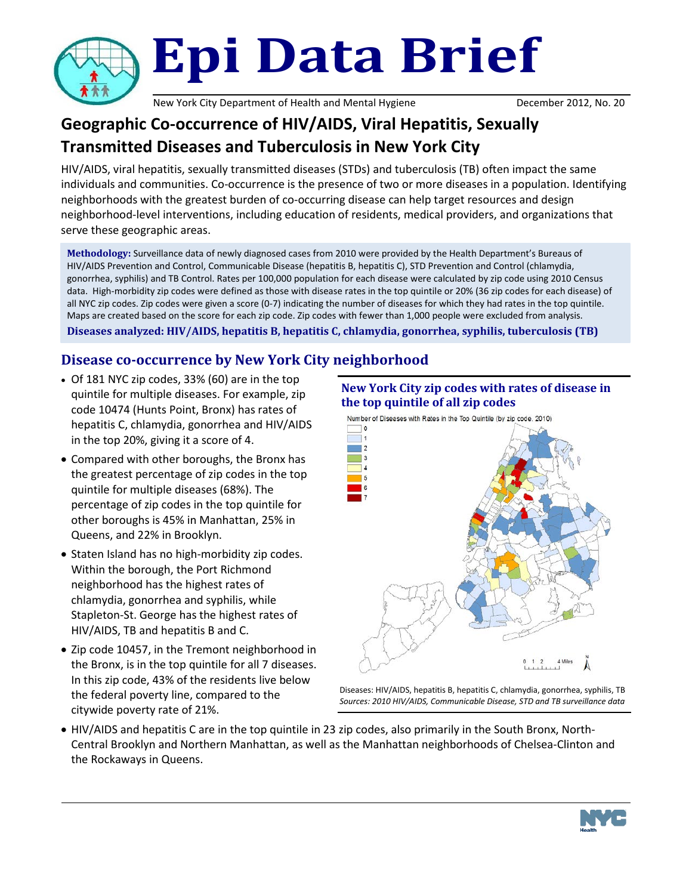# Epi Data Brief

New York City Department of Health and Mental Hygiene

December 2012, No. 20

## Geographic Co-occurrence of HIV/AIDS, Viral Hepatitis, Sexually Transmitted Diseases and Tuberculosis in New York City

HIV/AIDS, viral hepatitis, sexually transmitted diseases (STDs) and tuberculosis (TB) often impact the same individuals and communities. Co-occurrence is the presence of two or more diseases in a population. Identifying neighborhoods with the greatest burden of co-occurring disease can help target resources and design neighborhood-level interventions, including education of residents, medical providers, and organizations that serve these geographic areas.

**Methodology:** Surveillance data of newly diagnosed cases from 2010 were provided by the Health Department's Bureaus of HIV/AIDS Prevention and Control, Communicable Disease (hepatitis B, hepatitis C), STD Prevention and Control (chlamydia, gonorrhea, syphilis) and TB Control. Rates per 100,000 population for each disease were calculated by zip code using 2010 Census data. High-morbidity zip codes were defined as those with disease rates in the top quintile or 20% (36 zip codes for each disease) of all NYC zip codes. Zip codes were given a score (0-7) indicating the number of diseases for which they had rates in the top quintile. Maps are created based on the score for each zip code. Zip codes with fewer than 1,000 people were excluded from analysis.

**Diseases analyzed: HIV/AIDS, hepatitis B, hepatitis C, chlamydia, gonorrhea, syphilis, tuberculosis (TB)**

### Disease co-occurrence by New York City neighborhood

- Of 181 NYC zip codes, 33% (60) are in the top quintile for multiple diseases. For example, zip code 10474 (Hunts Point, Bronx) has rates of hepatitis C, chlamydia, gonorrhea and HIV/AIDS in the top 20%, giving it a score of 4.
- Compared with other boroughs, the Bronx has the greatest percentage of zip codes in the top quintile for multiple diseases (68%). The percentage of zip codes in the top quintile for other boroughs is 45% in Manhattan, 25% in Queens, and 22% in Brooklyn.
- Staten Island has no high-morbidity zip codes. Within the borough, the Port Richmond neighborhood has the highest rates of chlamydia, gonorrhea and syphilis, while Stapleton-St. George has the highest rates of HIV/AIDS, TB and hepatitis B and C.
- Zip code 10457, in the Tremont neighborhood in the Bronx, is in the top quintile for all 7 diseases. In this zip code, 43% of the residents live below the federal poverty line, compared to the citywide poverty rate of 21%.

**New York City zip codes with rates of disease in the top quintile of all zip codes**

Number of Diseases with Rates in the Top Quintile (by zip code, 2010)

0
1
2
3
4
5
6
7

0 1 2 4 Miles

N

Diseases: HIV/AIDS, hepatitis B, hepatitis C, chlamydia, gonorrhea, syphilis, TB

*Sources: 2010 HIV/AIDS, Communicable Disease, STD and TB surveillance data*

- HIV/AIDS and hepatitis C are in the top quintile in 23 zip codes, also primarily in the South Bronx, North-Central Brooklyn and Northern Manhattan, as well as the Manhattan neighborhoods of Chelsea-Clinton and the Rockaways in Queens.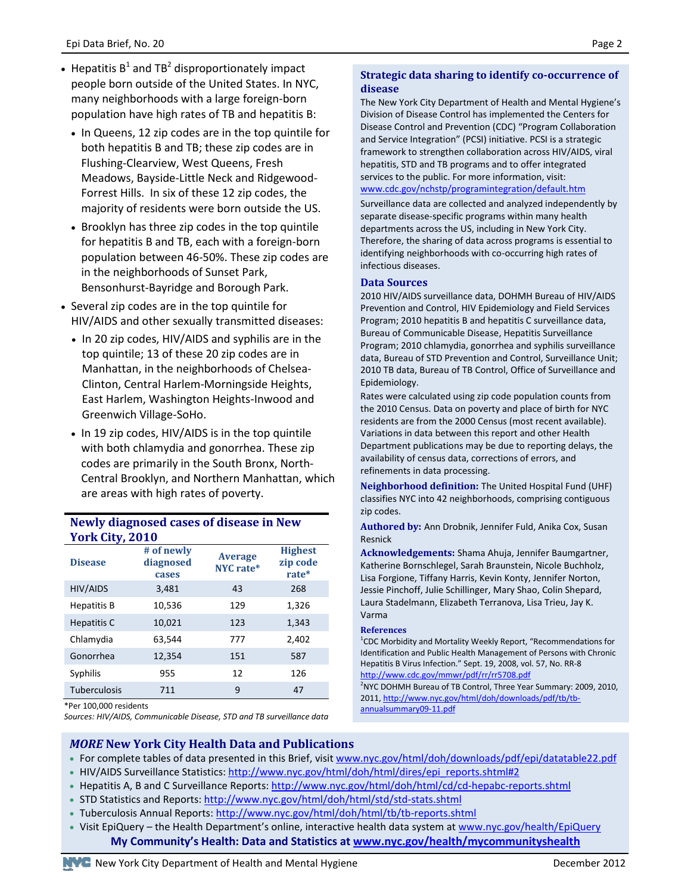- Hepatitis B[1] and TB[2] disproportionately impact people born outside of the United States. In NYC, many neighborhoods with a large foreign-born population have high rates of TB and hepatitis B:
  - In Queens, 12 zip codes are in the top quintile for both hepatitis B and TB; these zip codes are in Flushing-Clearview, West Queens, Fresh Meadows, Bayside-Little Neck and Ridgewood-Forrest Hills. In six of these 12 zip codes, the majority of residents were born outside the US.
  - Brooklyn has three zip codes in the top quintile for hepatitis B and TB, each with a foreign-born population between 46-50%. These zip codes are in the neighborhoods of Sunset Park, Bensonhurst-Bayridge and Borough Park.
- Several zip codes are in the top quintile for HIV/AIDS and other sexually transmitted diseases:
  - In 20 zip codes, HIV/AIDS and syphilis are in the top quintile; 13 of these 20 zip codes are in Manhattan, in the neighborhoods of Chelsea-Clinton, Central Harlem-Morningside Heights, East Harlem, Washington Heights-Inwood and Greenwich Village-SoHo.
  - In 19 zip codes, HIV/AIDS is in the top quintile with both chlamydia and gonorrhea. These zip codes are primarily in the South Bronx, North-Central Brooklyn, and Northern Manhattan, which are areas with high rates of poverty.

### Newly diagnosed cases of disease in New York City, 2010

| Disease | # of newly diagnosed cases | Average NYC rate* | Highest zip code rate* |
|---|---|---|---|
| HIV/AIDS | 3,481 | 43 | 268 |
| Hepatitis B | 10,536 | 129 | 1,326 |
| Hepatitis C | 10,021 | 123 | 1,343 |
| Chlamydia | 63,544 | 777 | 2,402 |
| Gonorrhea | 12,354 | 151 | 587 |
| Syphilis | 955 | 12 | 126 |
| Tuberculosis | 711 | 9 | 47 |

*Per 100,000 residents

*Sources: HIV/AIDS, Communicable Disease, STD and TB surveillance data*

### Strategic data sharing to identify co-occurrence of disease

The New York City Department of Health and Mental Hygiene's Division of Disease Control has implemented the Centers for Disease Control and Prevention (CDC) "Program Collaboration and Service Integration" (PCSI) initiative. PCSI is a strategic framework to strengthen collaboration across HIV/AIDS, viral hepatitis, STD and TB programs and to offer integrated services to the public. For more information, visit: www.cdc.gov/nchstp/programintegration/default.htm

Surveillance data are collected and analyzed independently by separate disease-specific programs within many health departments across the US, including in New York City. Therefore, the sharing of data across programs is essential to identifying neighborhoods with co-occurring high rates of infectious diseases.

### Data Sources

2010 HIV/AIDS surveillance data, DOHMH Bureau of HIV/AIDS Prevention and Control, HIV Epidemiology and Field Services Program; 2010 hepatitis B and hepatitis C surveillance data, Bureau of Communicable Disease, Hepatitis Surveillance Program; 2010 chlamydia, gonorrhea and syphilis surveillance data, Bureau of STD Prevention and Control, Surveillance Unit; 2010 TB data, Bureau of TB Control, Office of Surveillance and Epidemiology.

Rates were calculated using zip code population counts from the 2010 Census. Data on poverty and place of birth for NYC residents are from the 2000 Census (most recent available). Variations in data between this report and other Health Department publications may be due to reporting delays, the availability of census data, corrections of errors, and refinements in data processing.

**Neighborhood definition:** The United Hospital Fund (UHF) classifies NYC into 42 neighborhoods, comprising contiguous zip codes.

**Authored by:** Ann Drobnik, Jennifer Fuld, Anika Cox, Susan Resnick

**Acknowledgements:** Shama Ahuja, Jennifer Baumgartner, Katherine Bornschlegel, Sarah Braunstein, Nicole Buchholz, Lisa Forgione, Tiffany Harris, Kevin Konty, Jennifer Norton, Jessie Pinchoff, Julie Schillinger, Mary Shao, Colin Shepard, Laura Stadelmann, Elizabeth Terranova, Lisa Trieu, Jay K. Varma

#### References

[1] CDC Morbidity and Mortality Weekly Report, "Recommendations for Identification and Public Health Management of Persons with Chronic Hepatitis B Virus Infection." Sept. 19, 2008, vol. 57, No. RR-8 http://www.cdc.gov/mmwr/pdf/rr/rr5708.pdf

[2] NYC DOHMH Bureau of TB Control, Three Year Summary: 2009, 2010, 2011, http://www.nyc.gov/html/doh/downloads/pdf/tb/tb-annualsummary09-11.pdf

## *MORE* New York City Health Data and Publications

- For complete tables of data presented in this Brief, visit www.nyc.gov/html/doh/downloads/pdf/epi/datatable22.pdf
- HIV/AIDS Surveillance Statistics: http://www.nyc.gov/html/doh/html/dires/epi_reports.shtml#2
- Hepatitis A, B and C Surveillance Reports: http://www.nyc.gov/html/doh/html/cd/cd-hepabc-reports.shtml
- STD Statistics and Reports: http://www.nyc.gov/html/doh/html/std/std-stats.shtml
- Tuberculosis Annual Reports: http://www.nyc.gov/html/doh/html/tb/tb-reports.shtml
- Visit EpiQuery – the Health Department's online, interactive health data system at www.nyc.gov/health/EpiQuery

**My Community's Health: Data and Statistics at www.nyc.gov/health/mycommunityshealth**

New York City Department of Health and Mental Hygiene — December 2012